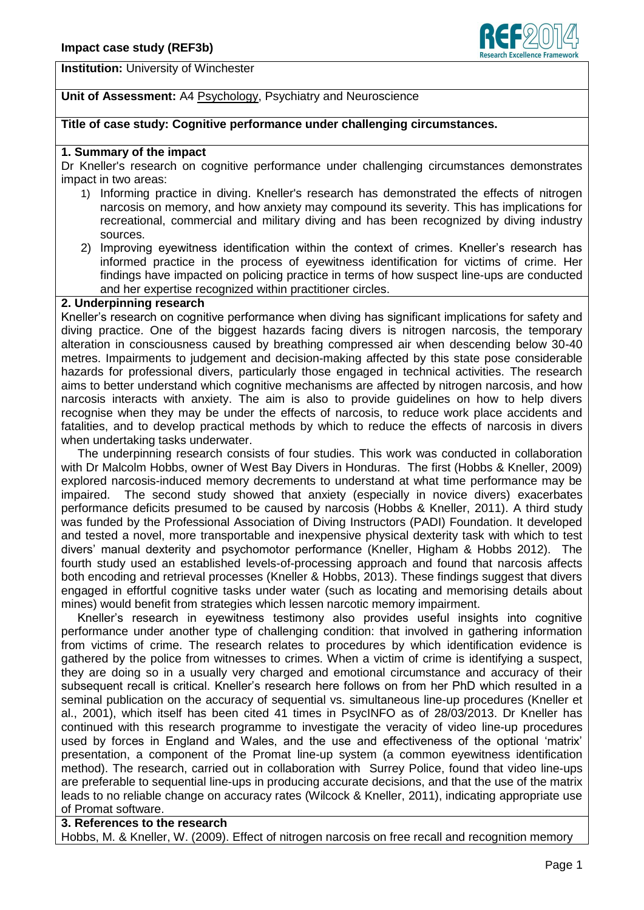**Impact case study (REF3b)**

**Institution:** University of Winchester

**Unit of Assessment:** A4 Psychology, Psychiatry and Neuroscience

**Title of case study: Cognitive performance under challenging circumstances.**

## 1. Summary of the impact

Dr Kneller's research on cognitive performance under challenging circumstances demonstrates impact in two areas:

1) Informing practice in diving. Kneller's research has demonstrated the effects of nitrogen narcosis on memory, and how anxiety may compound its severity. This has implications for recreational, commercial and military diving and has been recognized by diving industry sources.
2) Improving eyewitness identification within the context of crimes. Kneller's research has informed practice in the process of eyewitness identification for victims of crime. Her findings have impacted on policing practice in terms of how suspect line-ups are conducted and her expertise recognized within practitioner circles.

## 2. Underpinning research

Kneller's research on cognitive performance when diving has significant implications for safety and diving practice. One of the biggest hazards facing divers is nitrogen narcosis, the temporary alteration in consciousness caused by breathing compressed air when descending below 30-40 metres. Impairments to judgement and decision-making affected by this state pose considerable hazards for professional divers, particularly those engaged in technical activities. The research aims to better understand which cognitive mechanisms are affected by nitrogen narcosis, and how narcosis interacts with anxiety. The aim is also to provide guidelines on how to help divers recognise when they may be under the effects of narcosis, to reduce work place accidents and fatalities, and to develop practical methods by which to reduce the effects of narcosis in divers when undertaking tasks underwater.

The underpinning research consists of four studies. This work was conducted in collaboration with Dr Malcolm Hobbs, owner of West Bay Divers in Honduras. The first (Hobbs & Kneller, 2009) explored narcosis-induced memory decrements to understand at what time performance may be impaired. The second study showed that anxiety (especially in novice divers) exacerbates performance deficits presumed to be caused by narcosis (Hobbs & Kneller, 2011). A third study was funded by the Professional Association of Diving Instructors (PADI) Foundation. It developed and tested a novel, more transportable and inexpensive physical dexterity task with which to test divers' manual dexterity and psychomotor performance (Kneller, Higham & Hobbs 2012). The fourth study used an established levels-of-processing approach and found that narcosis affects both encoding and retrieval processes (Kneller & Hobbs, 2013). These findings suggest that divers engaged in effortful cognitive tasks under water (such as locating and memorising details about mines) would benefit from strategies which lessen narcotic memory impairment.

Kneller's research in eyewitness testimony also provides useful insights into cognitive performance under another type of challenging condition: that involved in gathering information from victims of crime. The research relates to procedures by which identification evidence is gathered by the police from witnesses to crimes. When a victim of crime is identifying a suspect, they are doing so in a usually very charged and emotional circumstance and accuracy of their subsequent recall is critical. Kneller's research here follows on from her PhD which resulted in a seminal publication on the accuracy of sequential vs. simultaneous line-up procedures (Kneller et al., 2001), which itself has been cited 41 times in PsycINFO as of 28/03/2013. Dr Kneller has continued with this research programme to investigate the veracity of video line-up procedures used by forces in England and Wales, and the use and effectiveness of the optional 'matrix' presentation, a component of the Promat line-up system (a common eyewitness identification method). The research, carried out in collaboration with Surrey Police, found that video line-ups are preferable to sequential line-ups in producing accurate decisions, and that the use of the matrix leads to no reliable change on accuracy rates (Wilcock & Kneller, 2011), indicating appropriate use of Promat software.

## 3. References to the research

Hobbs, M. & Kneller, W. (2009). Effect of nitrogen narcosis on free recall and recognition memory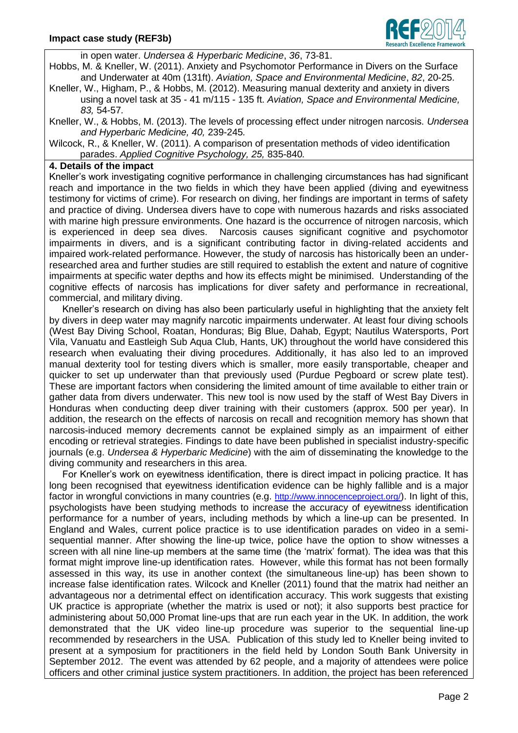in open water. *Undersea & Hyperbaric Medicine*, *36*, 73-81.

Hobbs, M. & Kneller, W. (2011). Anxiety and Psychomotor Performance in Divers on the Surface and Underwater at 40m (131ft). *Aviation, Space and Environmental Medicine*, *82*, 20-25.

Kneller, W., Higham, P., & Hobbs, M. (2012). Measuring manual dexterity and anxiety in divers using a novel task at 35 - 41 m/115 - 135 ft. *Aviation, Space and Environmental Medicine, 83,* 54-57.

Kneller, W., & Hobbs, M. (2013). The levels of processing effect under nitrogen narcosis. *Undersea and Hyperbaric Medicine, 40,* 239-245*.*

Wilcock, R., & Kneller, W. (2011). A comparison of presentation methods of video identification parades. *Applied Cognitive Psychology, 25,* 835-840*.*

## 4. Details of the impact

Kneller's work investigating cognitive performance in challenging circumstances has had significant reach and importance in the two fields in which they have been applied (diving and eyewitness testimony for victims of crime). For research on diving, her findings are important in terms of safety and practice of diving. Undersea divers have to cope with numerous hazards and risks associated with marine high pressure environments. One hazard is the occurrence of nitrogen narcosis, which is experienced in deep sea dives. Narcosis causes significant cognitive and psychomotor impairments in divers, and is a significant contributing factor in diving-related accidents and impaired work-related performance. However, the study of narcosis has historically been an under-researched area and further studies are still required to establish the extent and nature of cognitive impairments at specific water depths and how its effects might be minimised. Understanding of the cognitive effects of narcosis has implications for diver safety and performance in recreational, commercial, and military diving.

Kneller's research on diving has also been particularly useful in highlighting that the anxiety felt by divers in deep water may magnify narcotic impairments underwater. At least four diving schools (West Bay Diving School, Roatan, Honduras; Big Blue, Dahab, Egypt; Nautilus Watersports, Port Vila, Vanuatu and Eastleigh Sub Aqua Club, Hants, UK) throughout the world have considered this research when evaluating their diving procedures. Additionally, it has also led to an improved manual dexterity tool for testing divers which is smaller, more easily transportable, cheaper and quicker to set up underwater than that previously used (Purdue Pegboard or screw plate test). These are important factors when considering the limited amount of time available to either train or gather data from divers underwater. This new tool is now used by the staff of West Bay Divers in Honduras when conducting deep diver training with their customers (approx. 500 per year). In addition, the research on the effects of narcosis on recall and recognition memory has shown that narcosis-induced memory decrements cannot be explained simply as an impairment of either encoding or retrieval strategies. Findings to date have been published in specialist industry-specific journals (e.g. *Undersea & Hyperbaric Medicine*) with the aim of disseminating the knowledge to the diving community and researchers in this area.

For Kneller's work on eyewitness identification, there is direct impact in policing practice. It has long been recognised that eyewitness identification evidence can be highly fallible and is a major factor in wrongful convictions in many countries (e.g. http://www.innocenceproject.org/). In light of this, psychologists have been studying methods to increase the accuracy of eyewitness identification performance for a number of years, including methods by which a line-up can be presented. In England and Wales, current police practice is to use identification parades on video in a semi-sequential manner. After showing the line-up twice, police have the option to show witnesses a screen with all nine line-up members at the same time (the 'matrix' format). The idea was that this format might improve line-up identification rates. However, while this format has not been formally assessed in this way, its use in another context (the simultaneous line-up) has been shown to increase false identification rates. Wilcock and Kneller (2011) found that the matrix had neither an advantageous nor a detrimental effect on identification accuracy. This work suggests that existing UK practice is appropriate (whether the matrix is used or not); it also supports best practice for administering about 50,000 Promat line-ups that are run each year in the UK. In addition, the work demonstrated that the UK video line-up procedure was superior to the sequential line-up recommended by researchers in the USA. Publication of this study led to Kneller being invited to present at a symposium for practitioners in the field held by London South Bank University in September 2012. The event was attended by 62 people, and a majority of attendees were police officers and other criminal justice system practitioners. In addition, the project has been referenced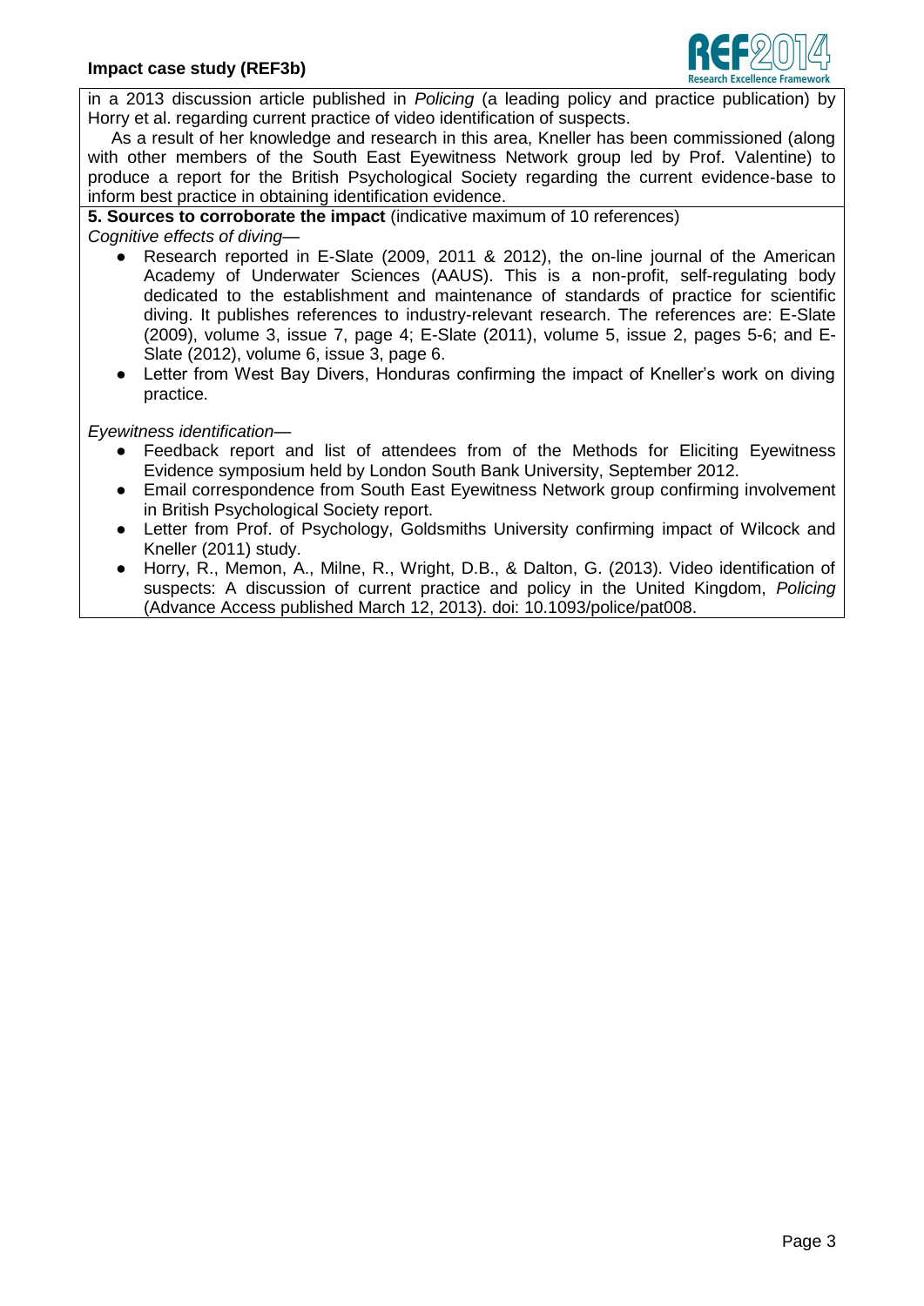in a 2013 discussion article published in *Policing* (a leading policy and practice publication) by Horry et al. regarding current practice of video identification of suspects.

As a result of her knowledge and research in this area, Kneller has been commissioned (along with other members of the South East Eyewitness Network group led by Prof. Valentine) to produce a report for the British Psychological Society regarding the current evidence-base to inform best practice in obtaining identification evidence.

**5. Sources to corroborate the impact** (indicative maximum of 10 references)

*Cognitive effects of diving—*

- Research reported in E-Slate (2009, 2011 & 2012), the on-line journal of the American Academy of Underwater Sciences (AAUS). This is a non-profit, self-regulating body dedicated to the establishment and maintenance of standards of practice for scientific diving. It publishes references to industry-relevant research. The references are: E-Slate (2009), volume 3, issue 7, page 4; E-Slate (2011), volume 5, issue 2, pages 5-6; and E-Slate (2012), volume 6, issue 3, page 6.
- Letter from West Bay Divers, Honduras confirming the impact of Kneller's work on diving practice.

*Eyewitness identification—*

- Feedback report and list of attendees from of the Methods for Eliciting Eyewitness Evidence symposium held by London South Bank University, September 2012.
- Email correspondence from South East Eyewitness Network group confirming involvement in British Psychological Society report.
- Letter from Prof. of Psychology, Goldsmiths University confirming impact of Wilcock and Kneller (2011) study.
- Horry, R., Memon, A., Milne, R., Wright, D.B., & Dalton, G. (2013). Video identification of suspects: A discussion of current practice and policy in the United Kingdom, *Policing* (Advance Access published March 12, 2013). doi: 10.1093/police/pat008.